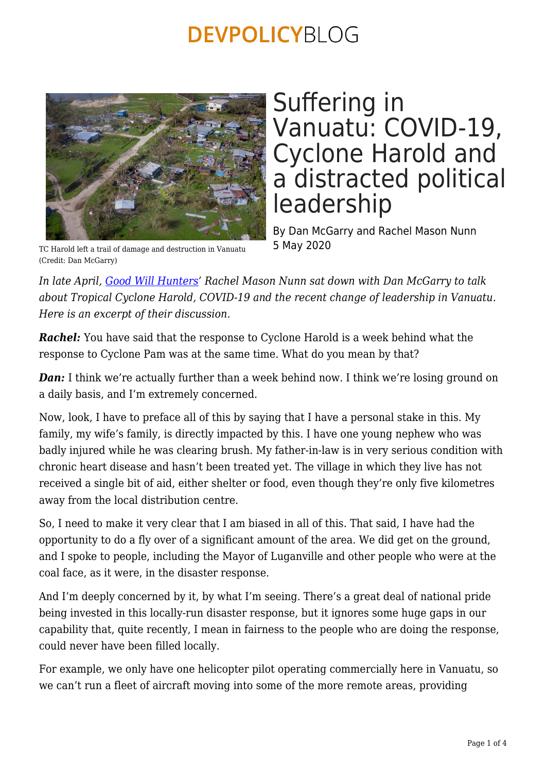# Suffering in Vanuatu: COVID-19, Cyclone Harold and a distracted political leadership

TC Harold left a trail of damage and destruction in Vanuatu (Credit: Dan McGarry)

By Dan McGarry and Rachel Mason Nunn
5 May 2020

*In late April, [Good Will Hunters](#)' Rachel Mason Nunn sat down with Dan McGarry to talk about Tropical Cyclone Harold, COVID-19 and the recent change of leadership in Vanuatu. Here is an excerpt of their discussion.*

***Rachel:*** You have said that the response to Cyclone Harold is a week behind what the response to Cyclone Pam was at the same time. What do you mean by that?

***Dan:*** I think we're actually further than a week behind now. I think we're losing ground on a daily basis, and I'm extremely concerned.

Now, look, I have to preface all of this by saying that I have a personal stake in this. My family, my wife's family, is directly impacted by this. I have one young nephew who was badly injured while he was clearing brush. My father-in-law is in very serious condition with chronic heart disease and hasn't been treated yet. The village in which they live has not received a single bit of aid, either shelter or food, even though they're only five kilometres away from the local distribution centre.

So, I need to make it very clear that I am biased in all of this. That said, I have had the opportunity to do a fly over of a significant amount of the area. We did get on the ground, and I spoke to people, including the Mayor of Luganville and other people who were at the coal face, as it were, in the disaster response.

And I'm deeply concerned by it, by what I'm seeing. There's a great deal of national pride being invested in this locally-run disaster response, but it ignores some huge gaps in our capability that, quite recently, I mean in fairness to the people who are doing the response, could never have been filled locally.

For example, we only have one helicopter pilot operating commercially here in Vanuatu, so we can't run a fleet of aircraft moving into some of the more remote areas, providing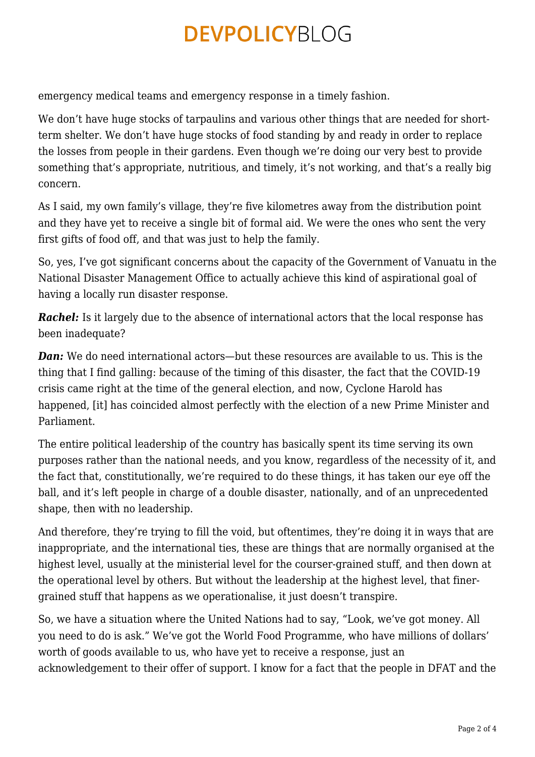emergency medical teams and emergency response in a timely fashion.

We don't have huge stocks of tarpaulins and various other things that are needed for short-term shelter. We don't have huge stocks of food standing by and ready in order to replace the losses from people in their gardens. Even though we're doing our very best to provide something that's appropriate, nutritious, and timely, it's not working, and that's a really big concern.

As I said, my own family's village, they're five kilometres away from the distribution point and they have yet to receive a single bit of formal aid. We were the ones who sent the very first gifts of food off, and that was just to help the family.

So, yes, I've got significant concerns about the capacity of the Government of Vanuatu in the National Disaster Management Office to actually achieve this kind of aspirational goal of having a locally run disaster response.

***Rachel:*** Is it largely due to the absence of international actors that the local response has been inadequate?

***Dan:*** We do need international actors—but these resources are available to us. This is the thing that I find galling: because of the timing of this disaster, the fact that the COVID-19 crisis came right at the time of the general election, and now, Cyclone Harold has happened, [it] has coincided almost perfectly with the election of a new Prime Minister and Parliament.

The entire political leadership of the country has basically spent its time serving its own purposes rather than the national needs, and you know, regardless of the necessity of it, and the fact that, constitutionally, we're required to do these things, it has taken our eye off the ball, and it's left people in charge of a double disaster, nationally, and of an unprecedented shape, then with no leadership.

And therefore, they're trying to fill the void, but oftentimes, they're doing it in ways that are inappropriate, and the international ties, these are things that are normally organised at the highest level, usually at the ministerial level for the courser-grained stuff, and then down at the operational level by others. But without the leadership at the highest level, that finer-grained stuff that happens as we operationalise, it just doesn't transpire.

So, we have a situation where the United Nations had to say, "Look, we've got money. All you need to do is ask." We've got the World Food Programme, who have millions of dollars' worth of goods available to us, who have yet to receive a response, just an acknowledgement to their offer of support. I know for a fact that the people in DFAT and the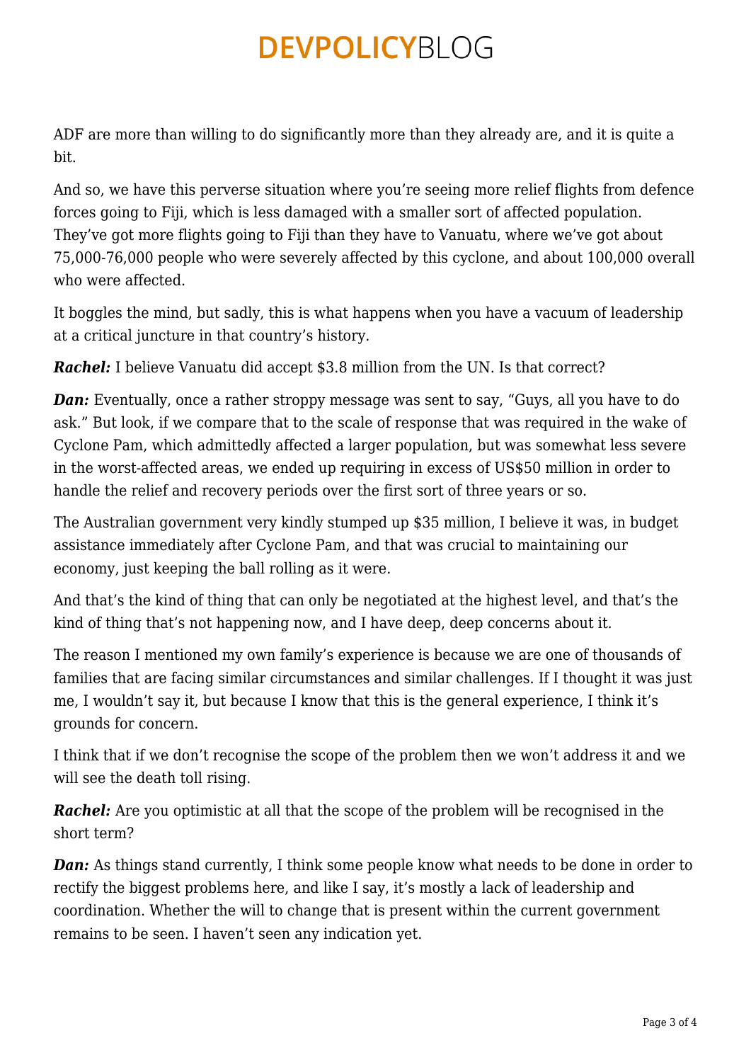ADF are more than willing to do significantly more than they already are, and it is quite a bit.

And so, we have this perverse situation where you're seeing more relief flights from defence forces going to Fiji, which is less damaged with a smaller sort of affected population. They've got more flights going to Fiji than they have to Vanuatu, where we've got about 75,000-76,000 people who were severely affected by this cyclone, and about 100,000 overall who were affected.

It boggles the mind, but sadly, this is what happens when you have a vacuum of leadership at a critical juncture in that country's history.

***Rachel:*** I believe Vanuatu did accept $3.8 million from the UN. Is that correct?

***Dan:*** Eventually, once a rather stroppy message was sent to say, "Guys, all you have to do ask." But look, if we compare that to the scale of response that was required in the wake of Cyclone Pam, which admittedly affected a larger population, but was somewhat less severe in the worst-affected areas, we ended up requiring in excess of US$50 million in order to handle the relief and recovery periods over the first sort of three years or so.

The Australian government very kindly stumped up $35 million, I believe it was, in budget assistance immediately after Cyclone Pam, and that was crucial to maintaining our economy, just keeping the ball rolling as it were.

And that's the kind of thing that can only be negotiated at the highest level, and that's the kind of thing that's not happening now, and I have deep, deep concerns about it.

The reason I mentioned my own family's experience is because we are one of thousands of families that are facing similar circumstances and similar challenges. If I thought it was just me, I wouldn't say it, but because I know that this is the general experience, I think it's grounds for concern.

I think that if we don't recognise the scope of the problem then we won't address it and we will see the death toll rising.

***Rachel:*** Are you optimistic at all that the scope of the problem will be recognised in the short term?

***Dan:*** As things stand currently, I think some people know what needs to be done in order to rectify the biggest problems here, and like I say, it's mostly a lack of leadership and coordination. Whether the will to change that is present within the current government remains to be seen. I haven't seen any indication yet.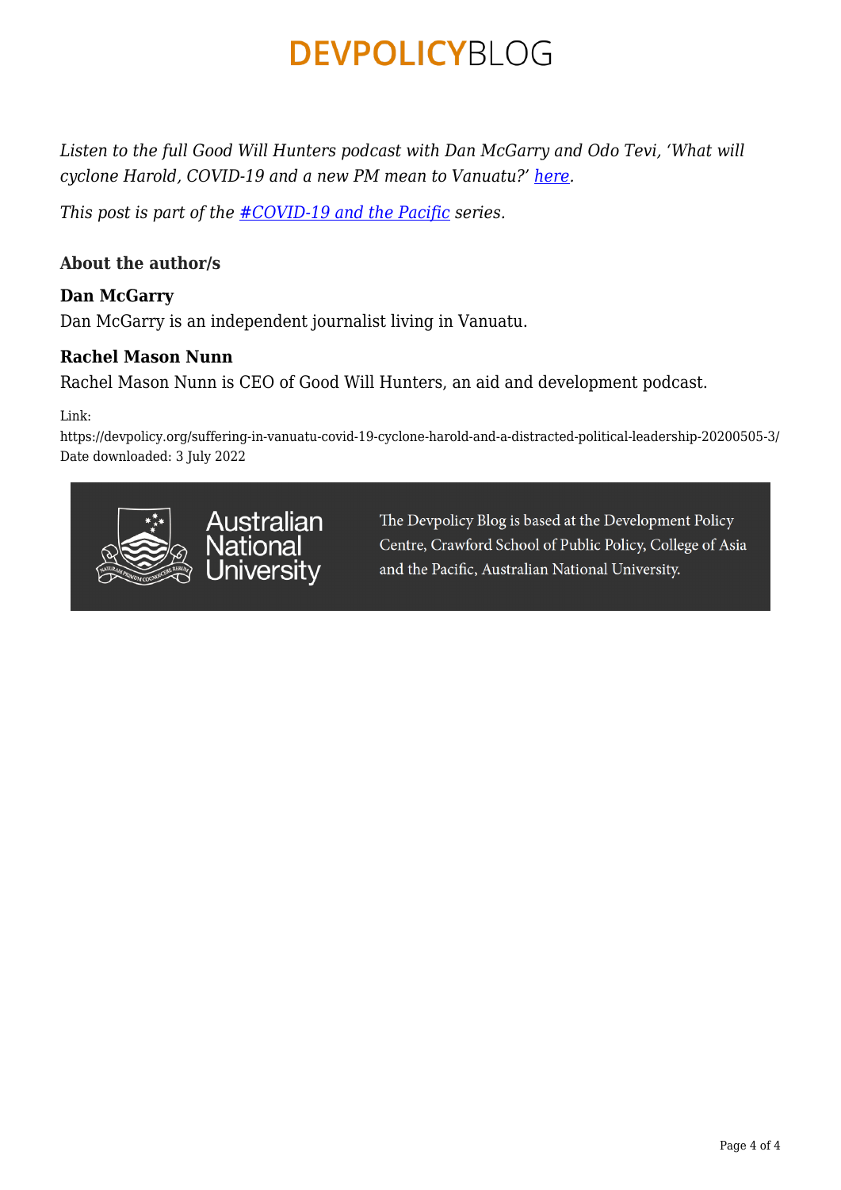*Listen to the full Good Will Hunters podcast with Dan McGarry and Odo Tevi, 'What will cyclone Harold, COVID-19 and a new PM mean to Vanuatu?' here.*

*This post is part of the #COVID-19 and the Pacific series.*

### About the author/s

**Dan McGarry**
Dan McGarry is an independent journalist living in Vanuatu.

**Rachel Mason Nunn**
Rachel Mason Nunn is CEO of Good Will Hunters, an aid and development podcast.

Link:
https://devpolicy.org/suffering-in-vanuatu-covid-19-cyclone-harold-and-a-distracted-political-leadership-20200505-3/
Date downloaded: 3 July 2022

Australian National University

The Devpolicy Blog is based at the Development Policy Centre, Crawford School of Public Policy, College of Asia and the Pacific, Australian National University.